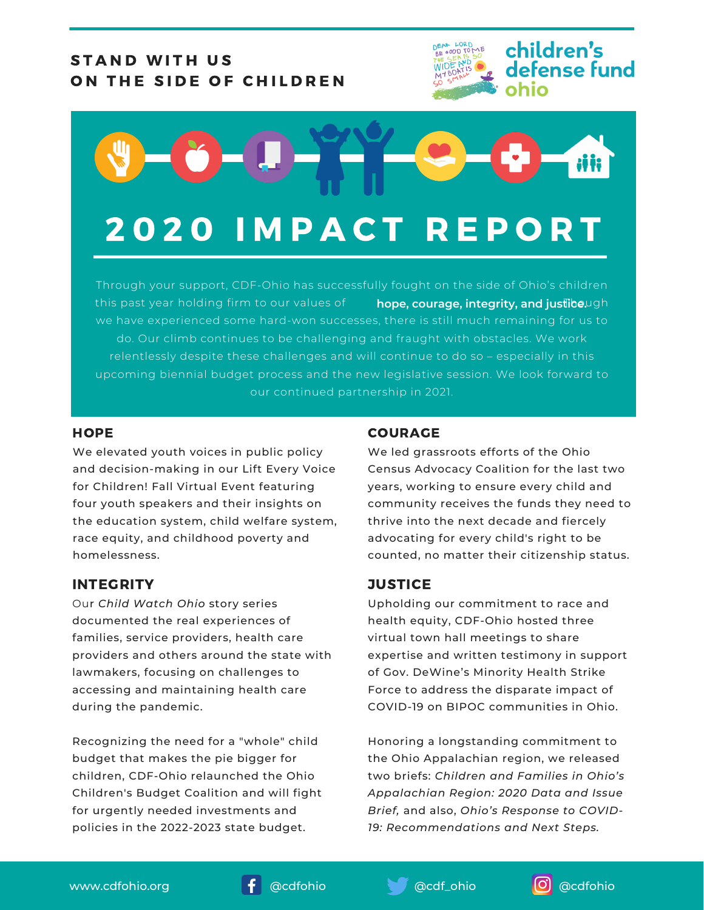**STAND WITH US**
**ON THE SIDE OF CHILDREN**

children's defense fund ohio

# 2020 IMPACT REPORT

Through your support, CDF-Ohio has successfully fought on the side of Ohio's children this past year holding firm to our values of **hope, courage, integrity, and justice.** Though we have experienced some hard-won successes, there is still much remaining for us to do. Our climb continues to be challenging and fraught with obstacles. We work relentlessly despite these challenges and will continue to do so – especially in this upcoming biennial budget process and the new legislative session. We look forward to our continued partnership in 2021.

## HOPE

We elevated youth voices in public policy and decision-making in our Lift Every Voice for Children! Fall Virtual Event featuring four youth speakers and their insights on the education system, child welfare system, race equity, and childhood poverty and homelessness.

## INTEGRITY

Our *Child Watch Ohio* story series documented the real experiences of families, service providers, health care providers and others around the state with lawmakers, focusing on challenges to accessing and maintaining health care during the pandemic.

Recognizing the need for a "whole" child budget that makes the pie bigger for children, CDF-Ohio relaunched the Ohio Children's Budget Coalition and will fight for urgently needed investments and policies in the 2022-2023 state budget.

## COURAGE

We led grassroots efforts of the Ohio Census Advocacy Coalition for the last two years, working to ensure every child and community receives the funds they need to thrive into the next decade and fiercely advocating for every child's right to be counted, no matter their citizenship status.

## JUSTICE

Upholding our commitment to race and health equity, CDF-Ohio hosted three virtual town hall meetings to share expertise and written testimony in support of Gov. DeWine's Minority Health Strike Force to address the disparate impact of COVID-19 on BIPOC communities in Ohio.

Honoring a longstanding commitment to the Ohio Appalachian region, we released two briefs: *Children and Families in Ohio's Appalachian Region: 2020 Data and Issue Brief,* and also, *Ohio's Response to COVID-19: Recommendations and Next Steps.*

www.cdfohio.org | @cdfohio | @cdf_ohio | @cdfohio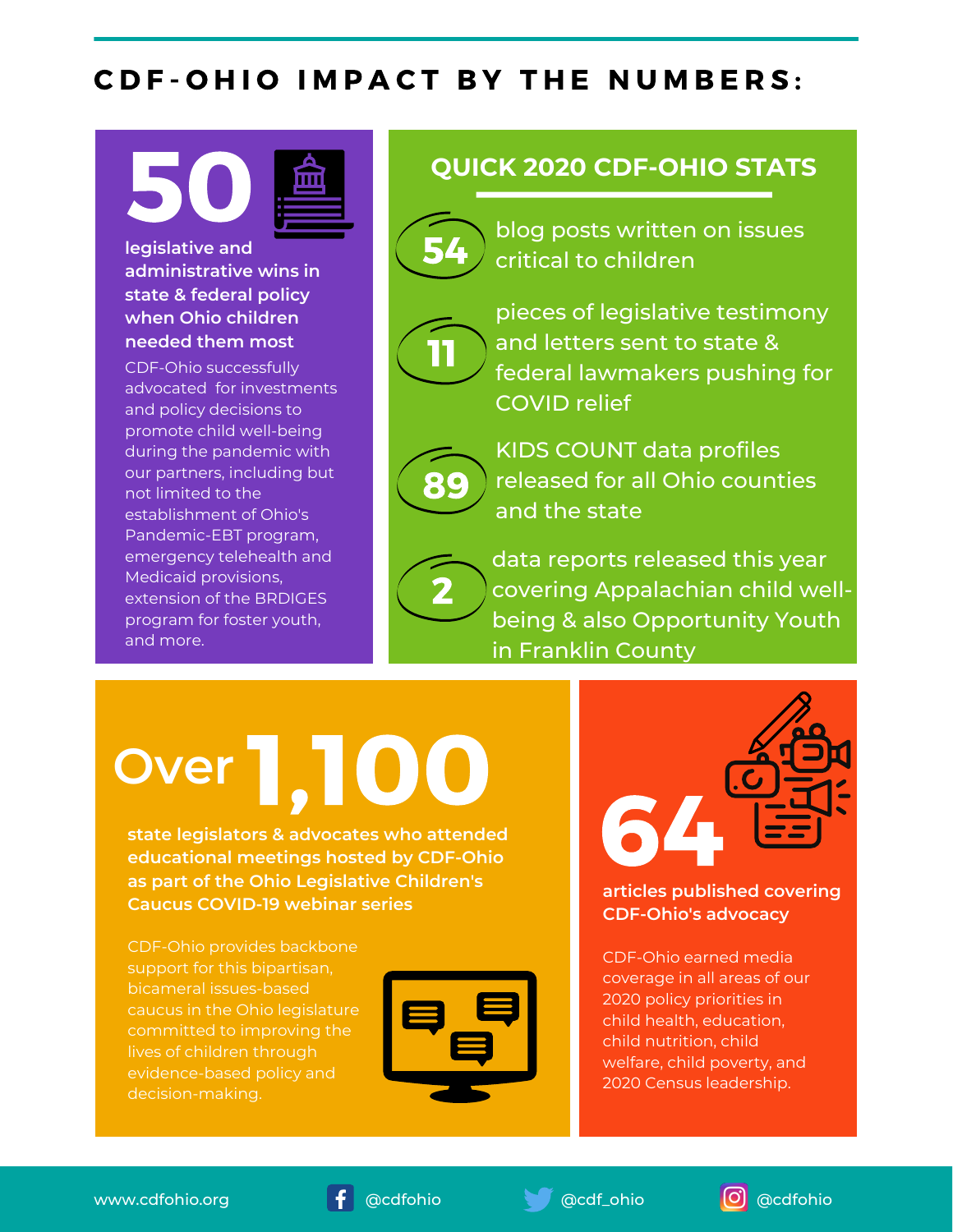# CDF-OHIO IMPACT BY THE NUMBERS:

**50**

**legislative and administrative wins in state & federal policy when Ohio children needed them most**

CDF-Ohio successfully advocated for investments and policy decisions to promote child well-being during the pandemic with our partners, including but not limited to the establishment of Ohio's Pandemic-EBT program, emergency telehealth and Medicaid provisions, extension of the BRDIGES program for foster youth, and more.

## QUICK 2020 CDF-OHIO STATS

**54** blog posts written on issues critical to children

**11** pieces of legislative testimony and letters sent to state & federal lawmakers pushing for COVID relief

**89** KIDS COUNT data profiles released for all Ohio counties and the state

**2** data reports released this year covering Appalachian child well-being & also Opportunity Youth in Franklin County

**Over 1,100**

**state legislators & advocates who attended educational meetings hosted by CDF-Ohio as part of the Ohio Legislative Children's Caucus COVID-19 webinar series**

CDF-Ohio provides backbone support for this bipartisan, bicameral issues-based caucus in the Ohio legislature committed to improving the lives of children through evidence-based policy and decision-making.

**64**

**articles published covering CDF-Ohio's advocacy**

CDF-Ohio earned media coverage in all areas of our 2020 policy priorities in child health, education, child nutrition, child welfare, child poverty, and 2020 Census leadership.

www.cdfohio.org | @cdfohio | @cdf_ohio | @cdfohio